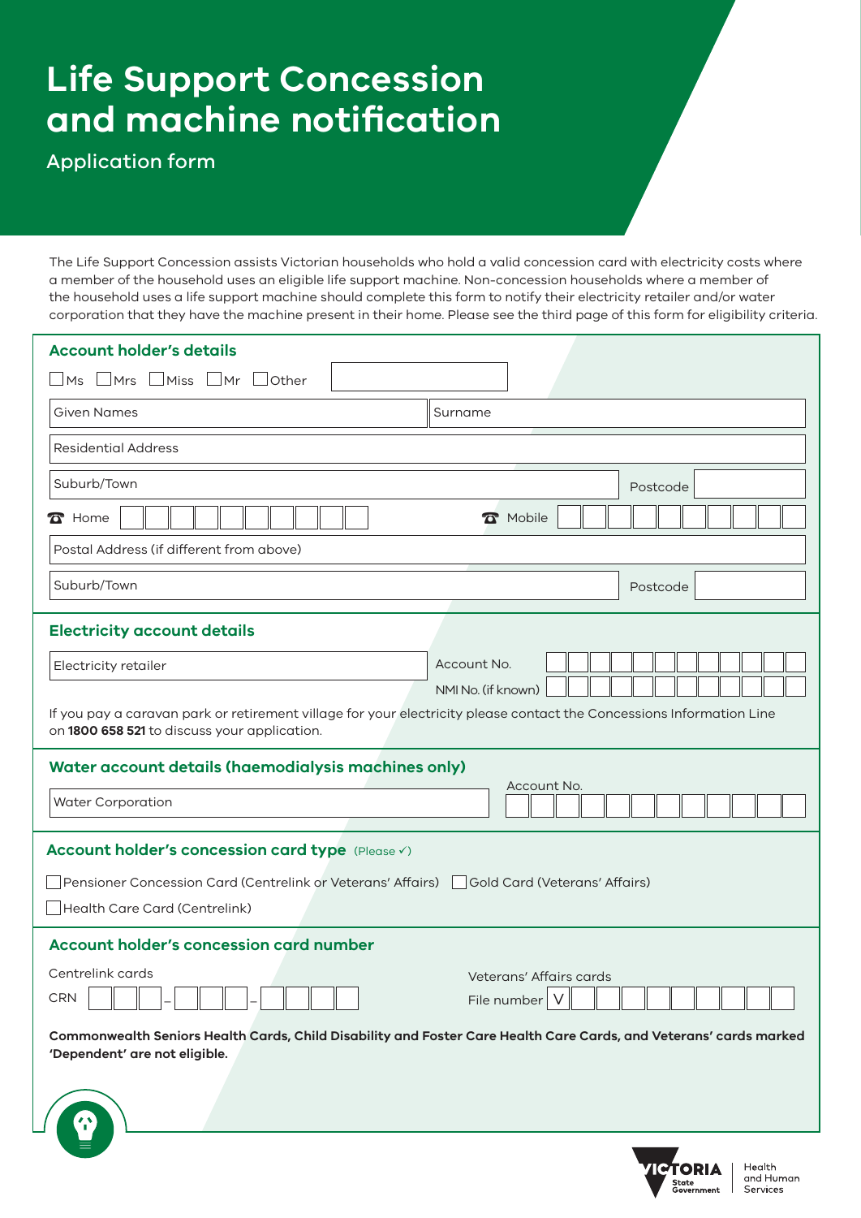# Life Support Concession and machine notification

## Application form

The Life Support Concession assists Victorian households who hold a valid concession card with electricity costs where a member of the household uses an eligible life support machine. Non-concession households where a member of the household uses a life support machine should complete this form to notify their electricity retailer and/or water corporation that they have the machine present in their home. Please see the third page of this form for eligibility criteria.

### Account holder's details

☐ Ms ☐ Mrs ☐ Miss ☐ Mr ☐ Other ____________

Given Names ____________ Surname ____________

Residential Address ____________

Suburb/Town ____________ Postcode ____________

Home ____________ Mobile ____________

Postal Address (if different from above) ____________

Suburb/Town ____________ Postcode ____________

### Electricity account details

Electricity retailer ____________ Account No. ____________

NMI No. (if known) ____________

If you pay a caravan park or retirement village for your electricity please contact the Concessions Information Line on **1800 658 521** to discuss your application.

### Water account details (haemodialysis machines only)

Water Corporation ____________ Account No. ____________

### Account holder's concession card type (Please ✓)

☐ Pensioner Concession Card (Centrelink or Veterans' Affairs)

☐ Gold Card (Veterans' Affairs)

☐ Health Care Card (Centrelink)

### Account holder's concession card number

Centrelink cards

CRN ___ – ___ – ___

Veterans' Affairs cards

File number V ____________

**Commonwealth Seniors Health Cards, Child Disability and Foster Care Health Care Cards, and Veterans' cards marked 'Dependent' are not eligible.**

Victoria State Government – Health and Human Services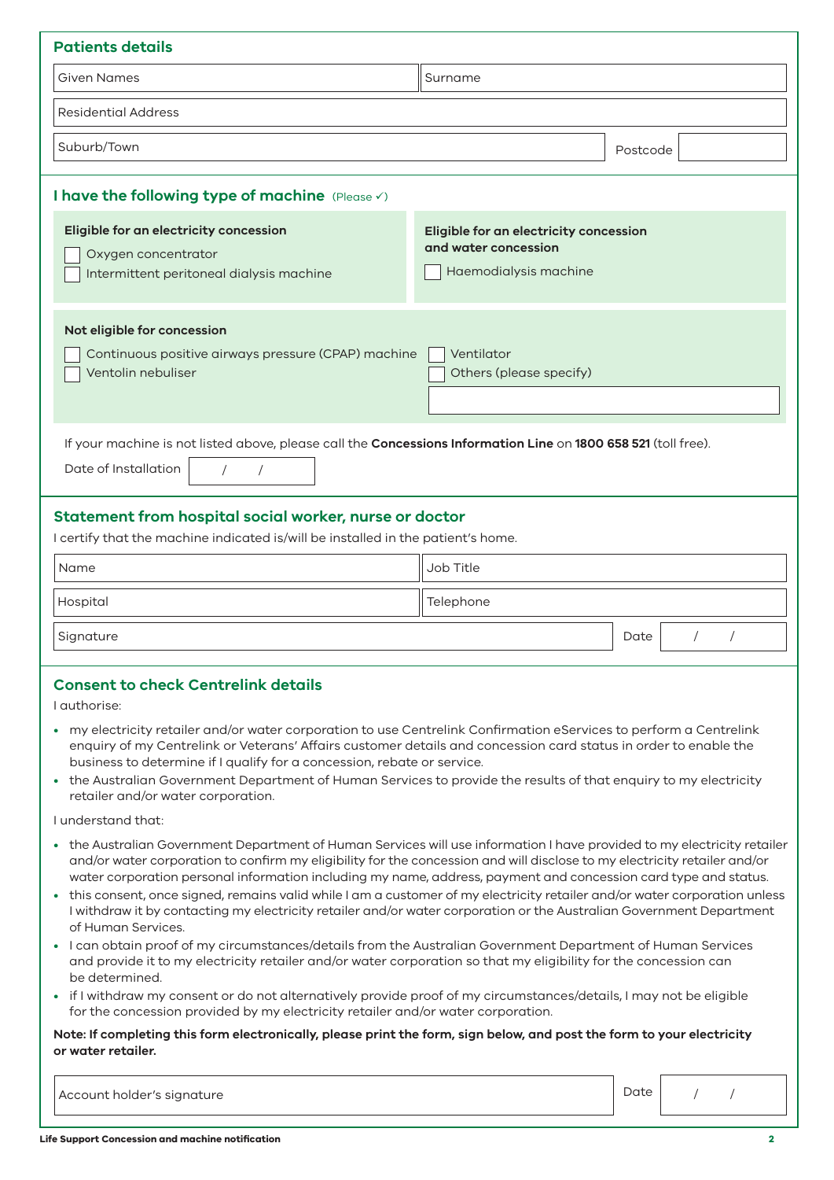## Patients details

| Given Names | Surname |
|---|---|
| Residential Address | |
| Suburb/Town | Postcode |

## I have the following type of machine (Please ✓)

**Eligible for an electricity concession**

- ☐ Oxygen concentrator
- ☐ Intermittent peritoneal dialysis machine

**Eligible for an electricity concession and water concession**

- ☐ Haemodialysis machine

**Not eligible for concession**

- ☐ Continuous positive airways pressure (CPAP) machine
- ☐ Ventolin nebuliser
- ☐ Ventilator
- ☐ Others (please specify)

If your machine is not listed above, please call the **Concessions Information Line** on **1800 658 521** (toll free).

Date of Installation  /  /

## Statement from hospital social worker, nurse or doctor

I certify that the machine indicated is/will be installed in the patient's home.

| Name | Job Title |
|---|---|
| Hospital | Telephone |
| Signature | Date  /  / |

## Consent to check Centrelink details

I authorise:

- my electricity retailer and/or water corporation to use Centrelink Confirmation eServices to perform a Centrelink enquiry of my Centrelink or Veterans' Affairs customer details and concession card status in order to enable the business to determine if I qualify for a concession, rebate or service.
- the Australian Government Department of Human Services to provide the results of that enquiry to my electricity retailer and/or water corporation.

I understand that:

- the Australian Government Department of Human Services will use information I have provided to my electricity retailer and/or water corporation to confirm my eligibility for the concession and will disclose to my electricity retailer and/or water corporation personal information including my name, address, payment and concession card type and status.
- this consent, once signed, remains valid while I am a customer of my electricity retailer and/or water corporation unless I withdraw it by contacting my electricity retailer and/or water corporation or the Australian Government Department of Human Services.
- I can obtain proof of my circumstances/details from the Australian Government Department of Human Services and provide it to my electricity retailer and/or water corporation so that my eligibility for the concession can be determined.
- if I withdraw my consent or do not alternatively provide proof of my circumstances/details, I may not be eligible for the concession provided by my electricity retailer and/or water corporation.

**Note: If completing this form electronically, please print the form, sign below, and post the form to your electricity or water retailer.**

| Account holder's signature | Date  /  / |
|---|---|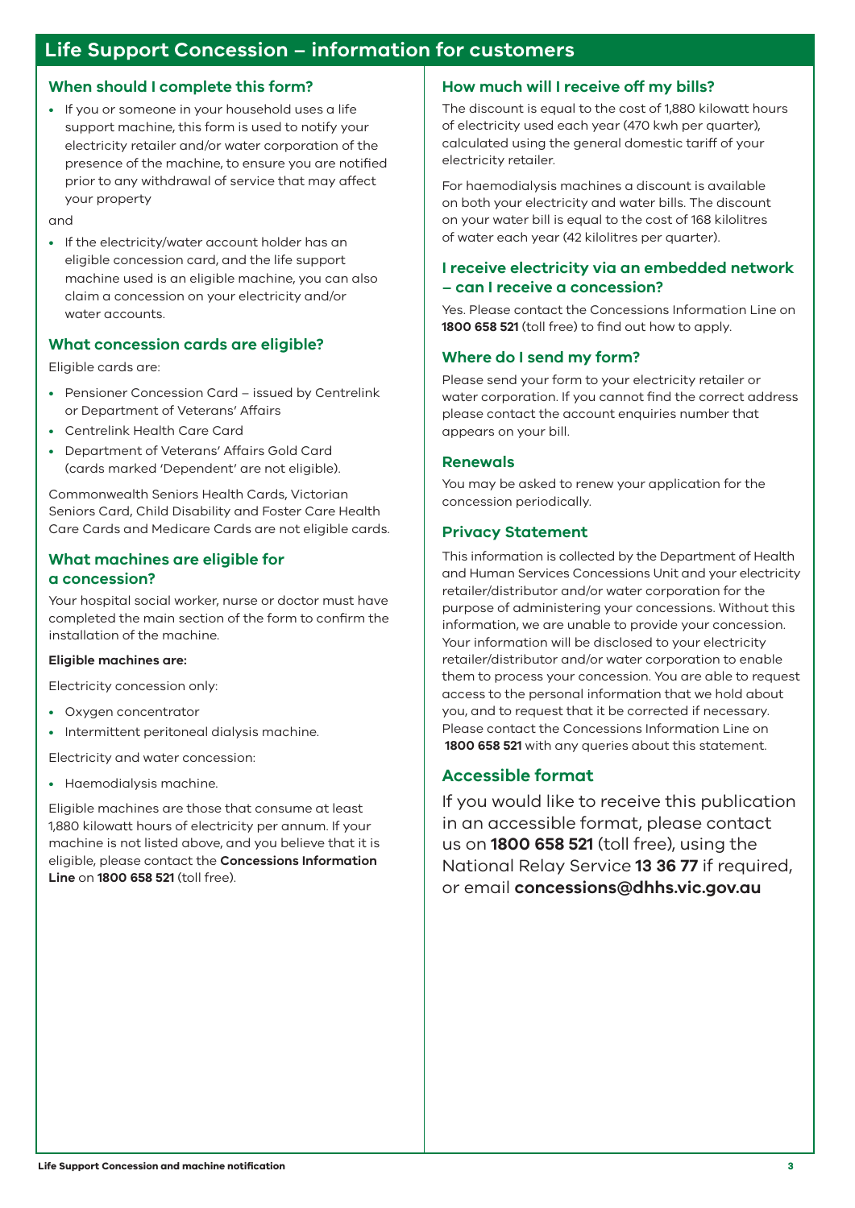# Life Support Concession – information for customers

## When should I complete this form?

- If you or someone in your household uses a life support machine, this form is used to notify your electricity retailer and/or water corporation of the presence of the machine, to ensure you are notified prior to any withdrawal of service that may affect your property

and

- If the electricity/water account holder has an eligible concession card, and the life support machine used is an eligible machine, you can also claim a concession on your electricity and/or water accounts.

## What concession cards are eligible?

Eligible cards are:

- Pensioner Concession Card – issued by Centrelink or Department of Veterans' Affairs
- Centrelink Health Care Card
- Department of Veterans' Affairs Gold Card (cards marked 'Dependent' are not eligible).

Commonwealth Seniors Health Cards, Victorian Seniors Card, Child Disability and Foster Care Health Care Cards and Medicare Cards are not eligible cards.

## What machines are eligible for a concession?

Your hospital social worker, nurse or doctor must have completed the main section of the form to confirm the installation of the machine.

**Eligible machines are:**

Electricity concession only:

- Oxygen concentrator
- Intermittent peritoneal dialysis machine.

Electricity and water concession:

- Haemodialysis machine.

Eligible machines are those that consume at least 1,880 kilowatt hours of electricity per annum. If your machine is not listed above, and you believe that it is eligible, please contact the **Concessions Information Line** on **1800 658 521** (toll free).

## How much will I receive off my bills?

The discount is equal to the cost of 1,880 kilowatt hours of electricity used each year (470 kwh per quarter), calculated using the general domestic tariff of your electricity retailer.

For haemodialysis machines a discount is available on both your electricity and water bills. The discount on your water bill is equal to the cost of 168 kilolitres of water each year (42 kilolitres per quarter).

## I receive electricity via an embedded network – can I receive a concession?

Yes. Please contact the Concessions Information Line on **1800 658 521** (toll free) to find out how to apply.

## Where do I send my form?

Please send your form to your electricity retailer or water corporation. If you cannot find the correct address please contact the account enquiries number that appears on your bill.

## Renewals

You may be asked to renew your application for the concession periodically.

## Privacy Statement

This information is collected by the Department of Health and Human Services Concessions Unit and your electricity retailer/distributor and/or water corporation for the purpose of administering your concessions. Without this information, we are unable to provide your concession. Your information will be disclosed to your electricity retailer/distributor and/or water corporation to enable them to process your concession. You are able to request access to the personal information that we hold about you, and to request that it be corrected if necessary. Please contact the Concessions Information Line on **1800 658 521** with any queries about this statement.

## Accessible format

If you would like to receive this publication in an accessible format, please contact us on **1800 658 521** (toll free), using the National Relay Service **13 36 77** if required, or email **concessions@dhhs.vic.gov.au**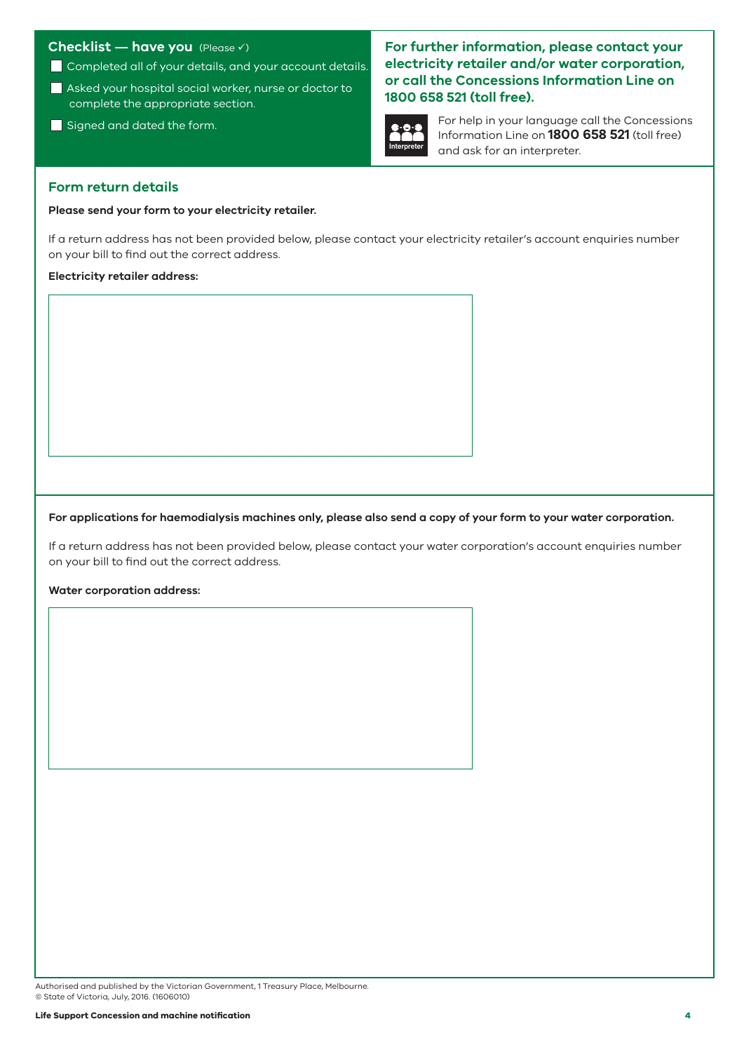### Checklist — have you (Please ✓)

- ☐ Completed all of your details, and your account details.
- ☐ Asked your hospital social worker, nurse or doctor to complete the appropriate section.
- ☐ Signed and dated the form.

**For further information, please contact your electricity retailer and/or water corporation, or call the Concessions Information Line on 1800 658 521 (toll free).**

For help in your language call the Concessions Information Line on **1800 658 521** (toll free) and ask for an interpreter.

## Form return details

**Please send your form to your electricity retailer.**

If a return address has not been provided below, please contact your electricity retailer's account enquiries number on your bill to find out the correct address.

**Electricity retailer address:**

**For applications for haemodialysis machines only, please also send a copy of your form to your water corporation.**

If a return address has not been provided below, please contact your water corporation's account enquiries number on your bill to find out the correct address.

**Water corporation address:**

Authorised and published by the Victorian Government, 1 Treasury Place, Melbourne.
© State of Victoria, July, 2016. (1606010)